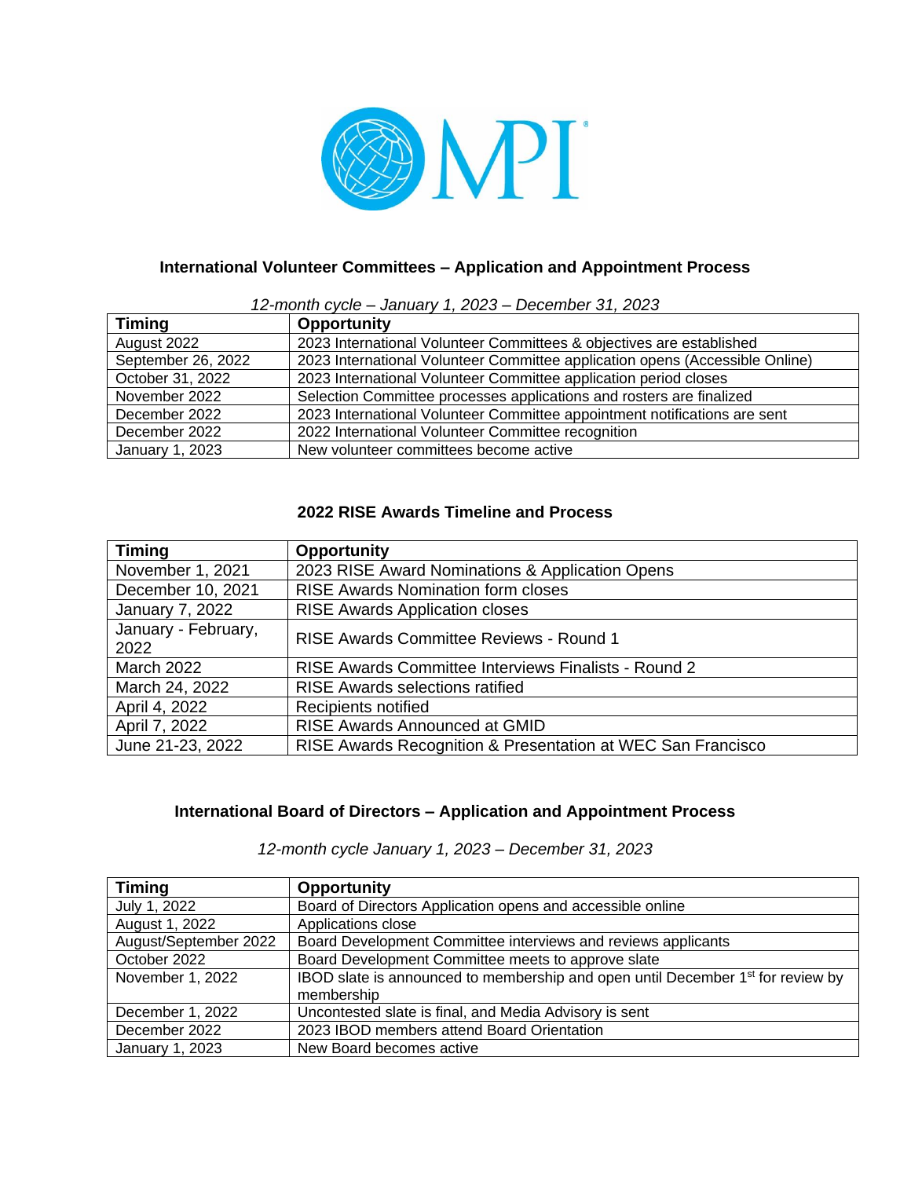MPI

## International Volunteer Committees – Application and Appointment Process

*12-month cycle – January 1, 2023 – December 31, 2023*

| Timing | Opportunity |
|---|---|
| August 2022 | 2023 International Volunteer Committees & objectives are established |
| September 26, 2022 | 2023 International Volunteer Committee application opens (Accessible Online) |
| October 31, 2022 | 2023 International Volunteer Committee application period closes |
| November 2022 | Selection Committee processes applications and rosters are finalized |
| December 2022 | 2023 International Volunteer Committee appointment notifications are sent |
| December 2022 | 2022 International Volunteer Committee recognition |
| January 1, 2023 | New volunteer committees become active |

## 2022 RISE Awards Timeline and Process

| Timing | Opportunity |
|---|---|
| November 1, 2021 | 2023 RISE Award Nominations & Application Opens |
| December 10, 2021 | RISE Awards Nomination form closes |
| January 7, 2022 | RISE Awards Application closes |
| January - February, 2022 | RISE Awards Committee Reviews - Round 1 |
| March 2022 | RISE Awards Committee Interviews Finalists - Round 2 |
| March 24, 2022 | RISE Awards selections ratified |
| April 4, 2022 | Recipients notified |
| April 7, 2022 | RISE Awards Announced at GMID |
| June 21-23, 2022 | RISE Awards Recognition & Presentation at WEC San Francisco |

## International Board of Directors – Application and Appointment Process

*12-month cycle January 1, 2023 – December 31, 2023*

| Timing | Opportunity |
|---|---|
| July 1, 2022 | Board of Directors Application opens and accessible online |
| August 1, 2022 | Applications close |
| August/September 2022 | Board Development Committee interviews and reviews applicants |
| October 2022 | Board Development Committee meets to approve slate |
| November 1, 2022 | IBOD slate is announced to membership and open until December 1st for review by membership |
| December 1, 2022 | Uncontested slate is final, and Media Advisory is sent |
| December 2022 | 2023 IBOD members attend Board Orientation |
| January 1, 2023 | New Board becomes active |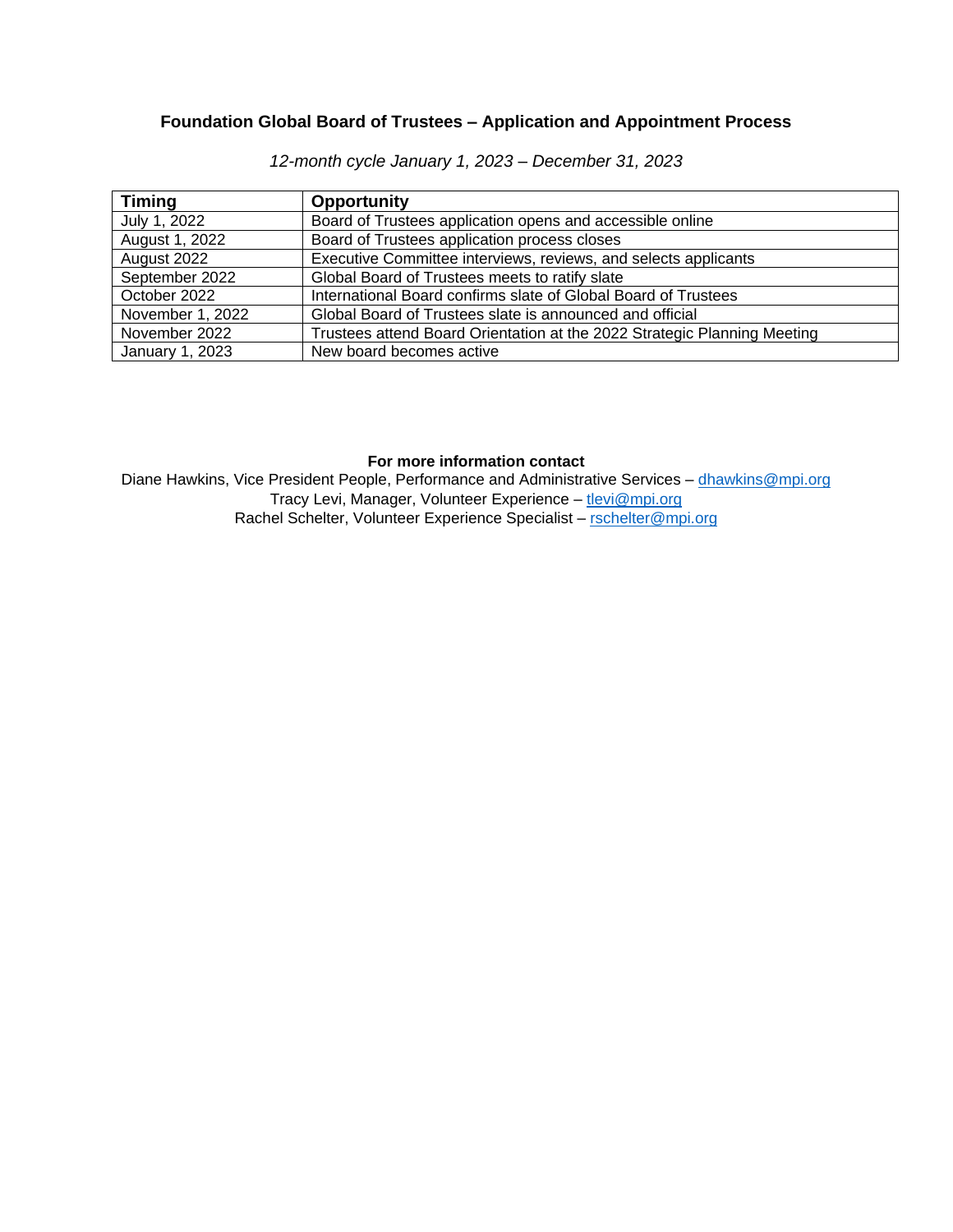## Foundation Global Board of Trustees – Application and Appointment Process

*12-month cycle January 1, 2023 – December 31, 2023*

| Timing | Opportunity |
|---|---|
| July 1, 2022 | Board of Trustees application opens and accessible online |
| August 1, 2022 | Board of Trustees application process closes |
| August 2022 | Executive Committee interviews, reviews, and selects applicants |
| September 2022 | Global Board of Trustees meets to ratify slate |
| October 2022 | International Board confirms slate of Global Board of Trustees |
| November 1, 2022 | Global Board of Trustees slate is announced and official |
| November 2022 | Trustees attend Board Orientation at the 2022 Strategic Planning Meeting |
| January 1, 2023 | New board becomes active |

**For more information contact**

Diane Hawkins, Vice President People, Performance and Administrative Services – dhawkins@mpi.org
Tracy Levi, Manager, Volunteer Experience – tlevi@mpi.org
Rachel Schelter, Volunteer Experience Specialist – rschelter@mpi.org